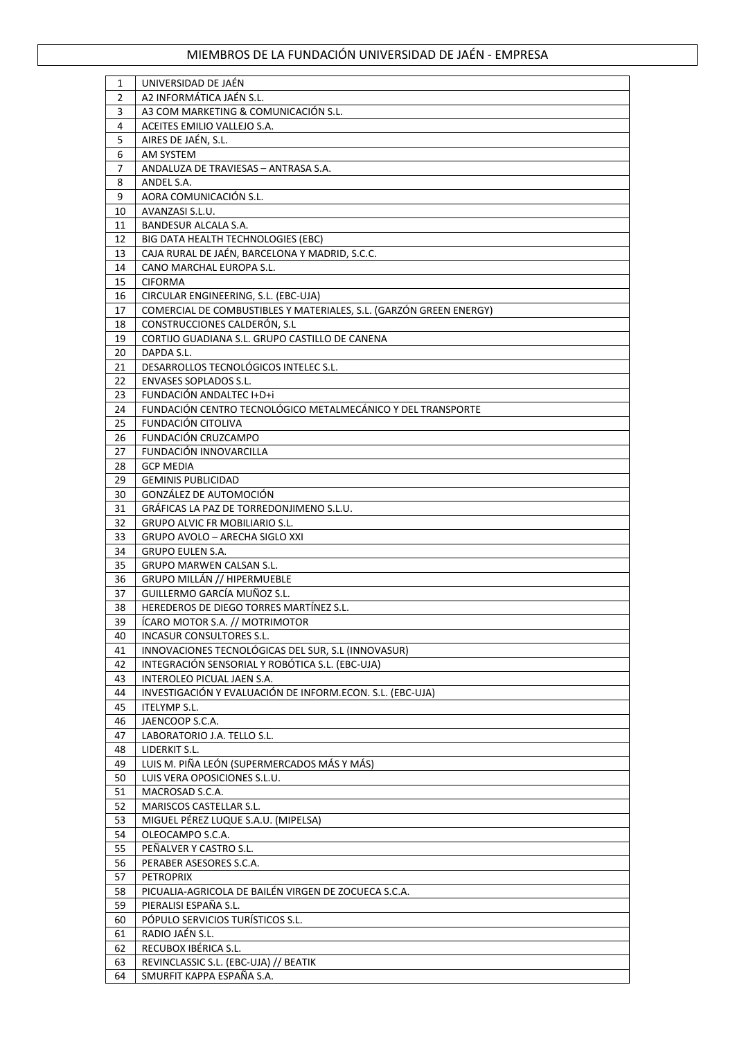# MIEMBROS DE LA FUNDACIÓN UNIVERSIDAD DE JAÉN - EMPRESA

| | |
|---|---|
| 1 | UNIVERSIDAD DE JAÉN |
| 2 | A2 INFORMÁTICA JAÉN S.L. |
| 3 | A3 COM MARKETING & COMUNICACIÓN S.L. |
| 4 | ACEITES EMILIO VALLEJO S.A. |
| 5 | AIRES DE JAÉN, S.L. |
| 6 | AM SYSTEM |
| 7 | ANDALUZA DE TRAVIESAS – ANTRASA S.A. |
| 8 | ANDEL S.A. |
| 9 | AORA COMUNICACIÓN S.L. |
| 10 | AVANZASI S.L.U. |
| 11 | BANDESUR ALCALA S.A. |
| 12 | BIG DATA HEALTH TECHNOLOGIES (EBC) |
| 13 | CAJA RURAL DE JAÉN, BARCELONA Y MADRID, S.C.C. |
| 14 | CANO MARCHAL EUROPA S.L. |
| 15 | CIFORMA |
| 16 | CIRCULAR ENGINEERING, S.L. (EBC-UJA) |
| 17 | COMERCIAL DE COMBUSTIBLES Y MATERIALES, S.L. (GARZÓN GREEN ENERGY) |
| 18 | CONSTRUCCIONES CALDERÓN, S.L |
| 19 | CORTIJO GUADIANA S.L. GRUPO CASTILLO DE CANENA |
| 20 | DAPDA S.L. |
| 21 | DESARROLLOS TECNOLÓGICOS INTELEC S.L. |
| 22 | ENVASES SOPLADOS S.L. |
| 23 | FUNDACIÓN ANDALTEC I+D+i |
| 24 | FUNDACIÓN CENTRO TECNOLÓGICO METALMECÁNICO Y DEL TRANSPORTE |
| 25 | FUNDACIÓN CITOLIVA |
| 26 | FUNDACIÓN CRUZCAMPO |
| 27 | FUNDACIÓN INNOVARCILLA |
| 28 | GCP MEDIA |
| 29 | GEMINIS PUBLICIDAD |
| 30 | GONZÁLEZ DE AUTOMOCIÓN |
| 31 | GRÁFICAS LA PAZ DE TORREDONJIMENO S.L.U. |
| 32 | GRUPO ALVIC FR MOBILIARIO S.L. |
| 33 | GRUPO AVOLO – ARECHA SIGLO XXI |
| 34 | GRUPO EULEN S.A. |
| 35 | GRUPO MARWEN CALSAN S.L. |
| 36 | GRUPO MILLÁN // HIPERMUEBLE |
| 37 | GUILLERMO GARCÍA MUÑOZ S.L. |
| 38 | HEREDEROS DE DIEGO TORRES MARTÍNEZ S.L. |
| 39 | ÍCARO MOTOR S.A. // MOTRIMOTOR |
| 40 | INCASUR CONSULTORES S.L. |
| 41 | INNOVACIONES TECNOLÓGICAS DEL SUR, S.L (INNOVASUR) |
| 42 | INTEGRACIÓN SENSORIAL Y ROBÓTICA S.L. (EBC-UJA) |
| 43 | INTEROLEO PICUAL JAEN S.A. |
| 44 | INVESTIGACIÓN Y EVALUACIÓN DE INFORM.ECON. S.L. (EBC-UJA) |
| 45 | ITELYMP S.L. |
| 46 | JAENCOOP S.C.A. |
| 47 | LABORATORIO J.A. TELLO S.L. |
| 48 | LIDERKIT S.L. |
| 49 | LUIS M. PIÑA LEÓN (SUPERMERCADOS MÁS Y MÁS) |
| 50 | LUIS VERA OPOSICIONES S.L.U. |
| 51 | MACROSAD S.C.A. |
| 52 | MARISCOS CASTELLAR S.L. |
| 53 | MIGUEL PÉREZ LUQUE S.A.U. (MIPELSA) |
| 54 | OLEOCAMPO S.C.A. |
| 55 | PEÑALVER Y CASTRO S.L. |
| 56 | PERABER ASESORES S.C.A. |
| 57 | PETROPRIX |
| 58 | PICUALIA-AGRICOLA DE BAILÉN VIRGEN DE ZOCUECA S.C.A. |
| 59 | PIERALISI ESPAÑA S.L. |
| 60 | PÓPULO SERVICIOS TURÍSTICOS S.L. |
| 61 | RADIO JAÉN S.L. |
| 62 | RECUBOX IBÉRICA S.L. |
| 63 | REVINCLASSIC S.L. (EBC-UJA) // BEATIK |
| 64 | SMURFIT KAPPA ESPAÑA S.A. |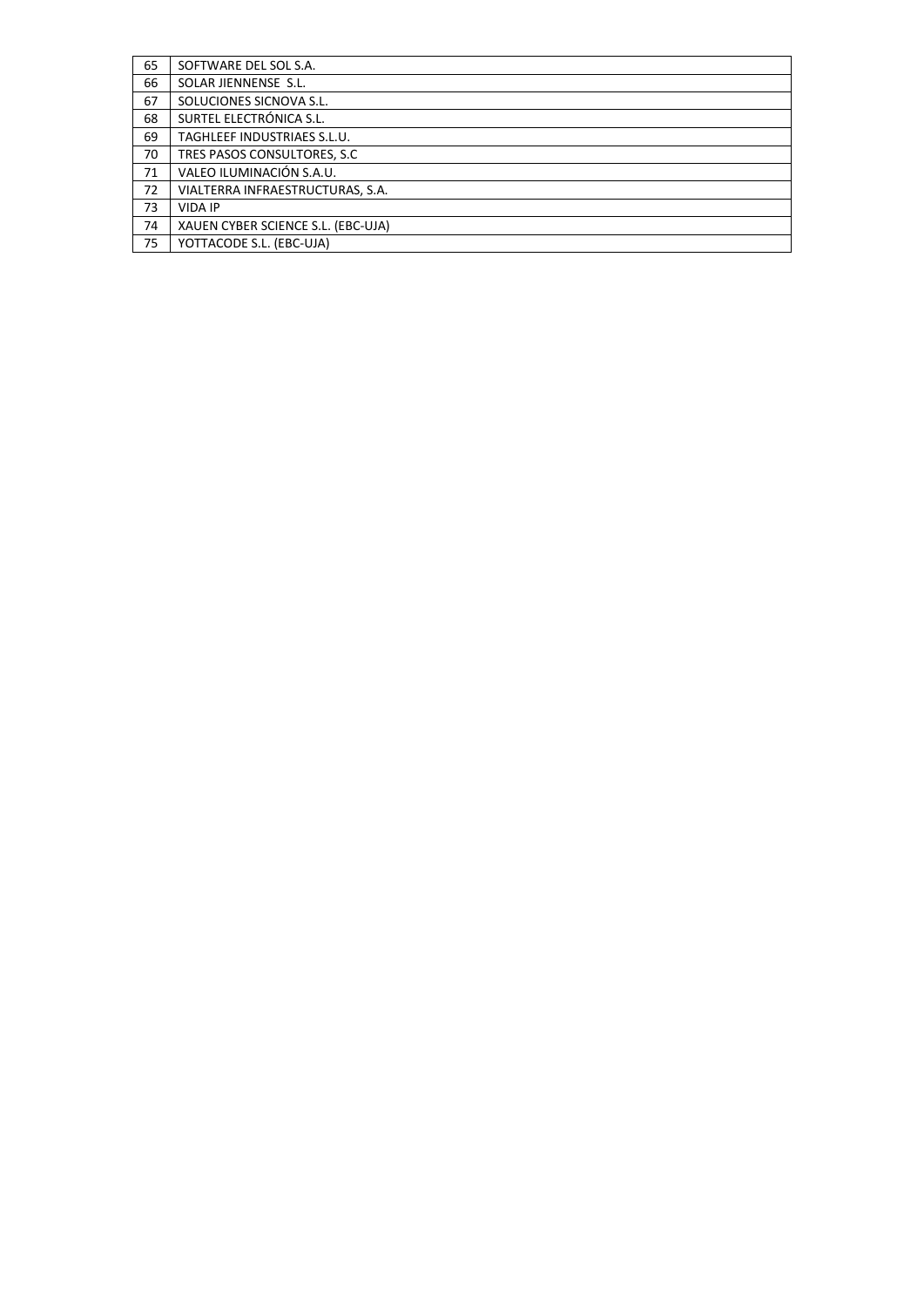| | |
|---|---|
| 65 | SOFTWARE DEL SOL S.A. |
| 66 | SOLAR JIENNENSE S.L. |
| 67 | SOLUCIONES SICNOVA S.L. |
| 68 | SURTEL ELECTRÓNICA S.L. |
| 69 | TAGHLEEF INDUSTRIAES S.L.U. |
| 70 | TRES PASOS CONSULTORES, S.C |
| 71 | VALEO ILUMINACIÓN S.A.U. |
| 72 | VIALTERRA INFRAESTRUCTURAS, S.A. |
| 73 | VIDA IP |
| 74 | XAUEN CYBER SCIENCE S.L. (EBC-UJA) |
| 75 | YOTTACODE S.L. (EBC-UJA) |